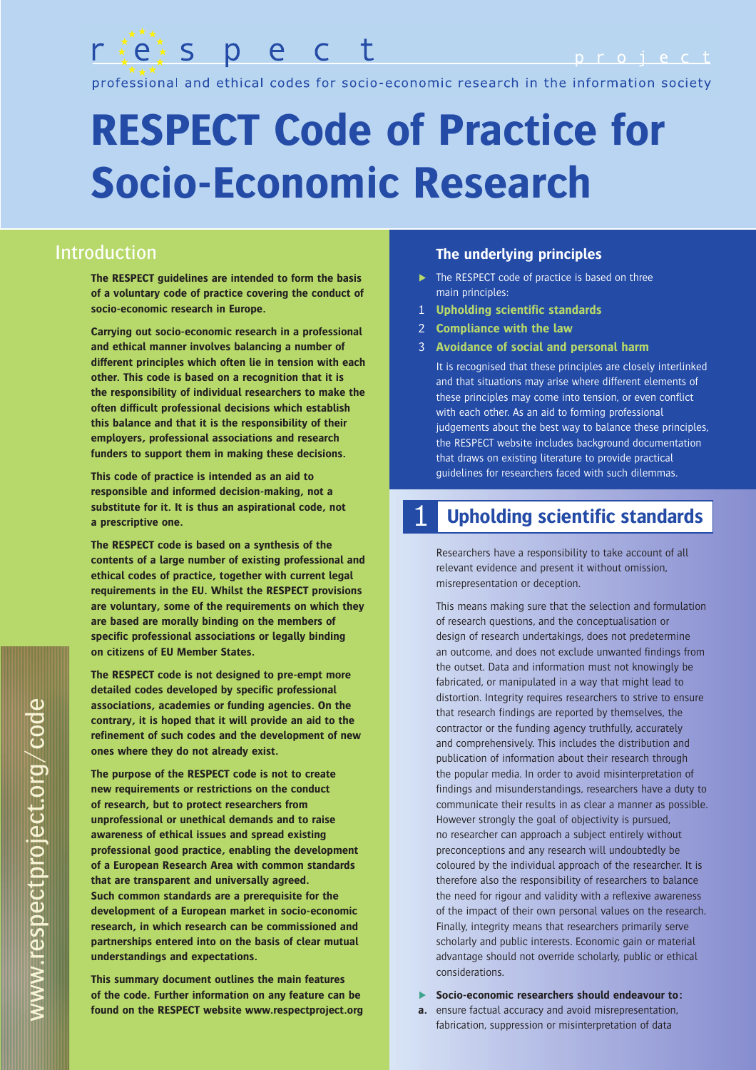respect project

professional and ethical codes for socio-economic research in the information society

# RESPECT Code of Practice for Socio-Economic Research

## Introduction

**The RESPECT guidelines are intended to form the basis of a voluntary code of practice covering the conduct of socio-economic research in Europe.**

**Carrying out socio-economic research in a professional and ethical manner involves balancing a number of different principles which often lie in tension with each other. This code is based on a recognition that it is the responsibility of individual researchers to make the often difficult professional decisions which establish this balance and that it is the responsibility of their employers, professional associations and research funders to support them in making these decisions.**

**This code of practice is intended as an aid to responsible and informed decision-making, not a substitute for it. It is thus an aspirational code, not a prescriptive one.**

**The RESPECT code is based on a synthesis of the contents of a large number of existing professional and ethical codes of practice, together with current legal requirements in the EU. Whilst the RESPECT provisions are voluntary, some of the requirements on which they are based are morally binding on the members of specific professional associations or legally binding on citizens of EU Member States.**

**The RESPECT code is not designed to pre-empt more detailed codes developed by specific professional associations, academies or funding agencies. On the contrary, it is hoped that it will provide an aid to the refinement of such codes and the development of new ones where they do not already exist.**

**The purpose of the RESPECT code is not to create new requirements or restrictions on the conduct of research, but to protect researchers from unprofessional or unethical demands and to raise awareness of ethical issues and spread existing professional good practice, enabling the development of a European Research Area with common standards that are transparent and universally agreed. Such common standards are a prerequisite for the development of a European market in socio-economic research, in which research can be commissioned and partnerships entered into on the basis of clear mutual understandings and expectations.**

**This summary document outlines the main features of the code. Further information on any feature can be found on the RESPECT website www.respectproject.org**

www.respectproject.org/code

### The underlying principles

- The RESPECT code of practice is based on three main principles:

1. **Upholding scientific standards**
2. **Compliance with the law**
3. **Avoidance of social and personal harm**

It is recognised that these principles are closely interlinked and that situations may arise where different elements of these principles may come into tension, or even conflict with each other. As an aid to forming professional judgements about the best way to balance these principles, the RESPECT website includes background documentation that draws on existing literature to provide practical guidelines for researchers faced with such dilemmas.

## 1 Upholding scientific standards

Researchers have a responsibility to take account of all relevant evidence and present it without omission, misrepresentation or deception.

This means making sure that the selection and formulation of research questions, and the conceptualisation or design of research undertakings, does not predetermine an outcome, and does not exclude unwanted findings from the outset. Data and information must not knowingly be fabricated, or manipulated in a way that might lead to distortion. Integrity requires researchers to strive to ensure that research findings are reported by themselves, the contractor or the funding agency truthfully, accurately and comprehensively. This includes the distribution and publication of information about their research through the popular media. In order to avoid misinterpretation of findings and misunderstandings, researchers have a duty to communicate their results in as clear a manner as possible. However strongly the goal of objectivity is pursued, no researcher can approach a subject entirely without preconceptions and any research will undoubtedly be coloured by the individual approach of the researcher. It is therefore also the responsibility of researchers to balance the need for rigour and validity with a reflexive awareness of the impact of their own personal values on the research. Finally, integrity means that researchers primarily serve scholarly and public interests. Economic gain or material advantage should not override scholarly, public or ethical considerations.

- **Socio-economic researchers should endeavour to:**

**a.** ensure factual accuracy and avoid misrepresentation, fabrication, suppression or misinterpretation of data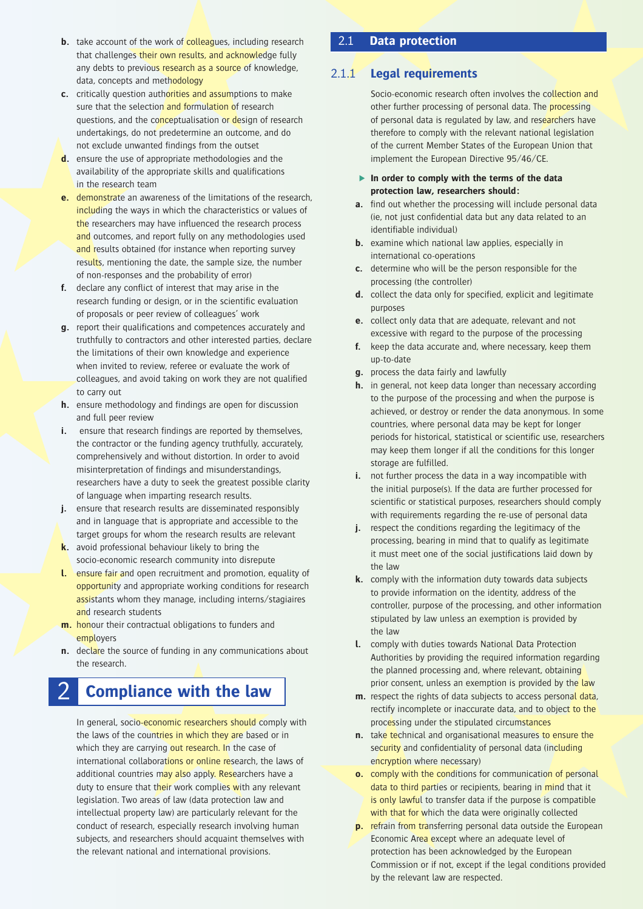b. take account of the work of colleagues, including research that challenges their own results, and acknowledge fully any debts to previous research as a source of knowledge, data, concepts and methodology
c. critically question authorities and assumptions to make sure that the selection and formulation of research questions, and the conceptualisation or design of research undertakings, do not predetermine an outcome, and do not exclude unwanted findings from the outset
d. ensure the use of appropriate methodologies and the availability of the appropriate skills and qualifications in the research team
e. demonstrate an awareness of the limitations of the research, including the ways in which the characteristics or values of the researchers may have influenced the research process and outcomes, and report fully on any methodologies used and results obtained (for instance when reporting survey results, mentioning the date, the sample size, the number of non-responses and the probability of error)
f. declare any conflict of interest that may arise in the research funding or design, or in the scientific evaluation of proposals or peer review of colleagues' work
g. report their qualifications and competences accurately and truthfully to contractors and other interested parties, declare the limitations of their own knowledge and experience when invited to review, referee or evaluate the work of colleagues, and avoid taking on work they are not qualified to carry out
h. ensure methodology and findings are open for discussion and full peer review
i. ensure that research findings are reported by themselves, the contractor or the funding agency truthfully, accurately, comprehensively and without distortion. In order to avoid misinterpretation of findings and misunderstandings, researchers have a duty to seek the greatest possible clarity of language when imparting research results.
j. ensure that research results are disseminated responsibly and in language that is appropriate and accessible to the target groups for whom the research results are relevant
k. avoid professional behaviour likely to bring the socio-economic research community into disrepute
l. ensure fair and open recruitment and promotion, equality of opportunity and appropriate working conditions for research assistants whom they manage, including interns/stagiaires and research students
m. honour their contractual obligations to funders and employers
n. declare the source of funding in any communications about the research.

# 2 Compliance with the law

In general, socio-economic researchers should comply with the laws of the countries in which they are based or in which they are carrying out research. In the case of international collaborations or online research, the laws of additional countries may also apply. Researchers have a duty to ensure that their work complies with any relevant legislation. Two areas of law (data protection law and intellectual property law) are particularly relevant for the conduct of research, especially research involving human subjects, and researchers should acquaint themselves with the relevant national and international provisions.

## 2.1 Data protection

### 2.1.1 Legal requirements

Socio-economic research often involves the collection and other further processing of personal data. The processing of personal data is regulated by law, and researchers have therefore to comply with the relevant national legislation of the current Member States of the European Union that implement the European Directive 95/46/CE.

**In order to comply with the terms of the data protection law, researchers should:**

a. find out whether the processing will include personal data (ie, not just confidential data but any data related to an identifiable individual)
b. examine which national law applies, especially in international co-operations
c. determine who will be the person responsible for the processing (the controller)
d. collect the data only for specified, explicit and legitimate purposes
e. collect only data that are adequate, relevant and not excessive with regard to the purpose of the processing
f. keep the data accurate and, where necessary, keep them up-to-date
g. process the data fairly and lawfully
h. in general, not keep data longer than necessary according to the purpose of the processing and when the purpose is achieved, or destroy or render the data anonymous. In some countries, where personal data may be kept for longer periods for historical, statistical or scientific use, researchers may keep them longer if all the conditions for this longer storage are fulfilled.
i. not further process the data in a way incompatible with the initial purpose(s). If the data are further processed for scientific or statistical purposes, researchers should comply with requirements regarding the re-use of personal data
j. respect the conditions regarding the legitimacy of the processing, bearing in mind that to qualify as legitimate it must meet one of the social justifications laid down by the law
k. comply with the information duty towards data subjects to provide information on the identity, address of the controller, purpose of the processing, and other information stipulated by law unless an exemption is provided by the law
l. comply with duties towards National Data Protection Authorities by providing the required information regarding the planned processing and, where relevant, obtaining prior consent, unless an exemption is provided by the law
m. respect the rights of data subjects to access personal data, rectify incomplete or inaccurate data, and to object to the processing under the stipulated circumstances
n. take technical and organisational measures to ensure the security and confidentiality of personal data (including encryption where necessary)
o. comply with the conditions for communication of personal data to third parties or recipients, bearing in mind that it is only lawful to transfer data if the purpose is compatible with that for which the data were originally collected
p. refrain from transferring personal data outside the European Economic Area except where an adequate level of protection has been acknowledged by the European Commission or if not, except if the legal conditions provided by the relevant law are respected.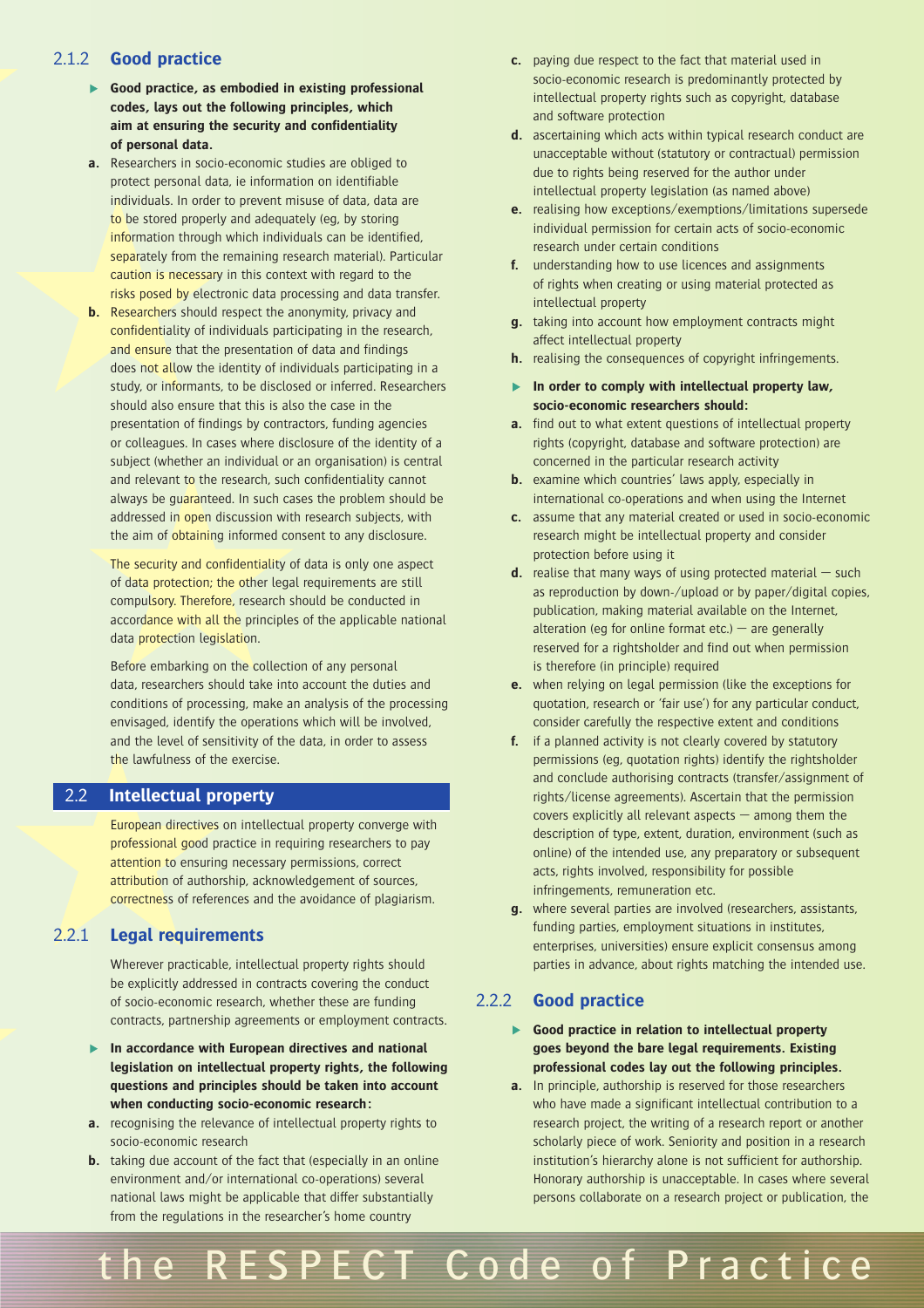### 2.1.2 Good practice

- **Good practice, as embodied in existing professional codes, lays out the following principles, which aim at ensuring the security and confidentiality of personal data.**

**a.** Researchers in socio-economic studies are obliged to protect personal data, ie information on identifiable individuals. In order to prevent misuse of data, data are to be stored properly and adequately (eg, by storing information through which individuals can be identified, separately from the remaining research material). Particular caution is necessary in this context with regard to the risks posed by electronic data processing and data transfer.

**b.** Researchers should respect the anonymity, privacy and confidentiality of individuals participating in the research, and ensure that the presentation of data and findings does not allow the identity of individuals participating in a study, or informants, to be disclosed or inferred. Researchers should also ensure that this is also the case in the presentation of findings by contractors, funding agencies or colleagues. In cases where disclosure of the identity of a subject (whether an individual or an organisation) is central and relevant to the research, such confidentiality cannot always be guaranteed. In such cases the problem should be addressed in open discussion with research subjects, with the aim of obtaining informed consent to any disclosure.

The security and confidentiality of data is only one aspect of data protection; the other legal requirements are still compulsory. Therefore, research should be conducted in accordance with all the principles of the applicable national data protection legislation.

Before embarking on the collection of any personal data, researchers should take into account the duties and conditions of processing, make an analysis of the processing envisaged, identify the operations which will be involved, and the level of sensitivity of the data, in order to assess the lawfulness of the exercise.

## 2.2 Intellectual property

European directives on intellectual property converge with professional good practice in requiring researchers to pay attention to ensuring necessary permissions, correct attribution of authorship, acknowledgement of sources, correctness of references and the avoidance of plagiarism.

### 2.2.1 Legal requirements

Wherever practicable, intellectual property rights should be explicitly addressed in contracts covering the conduct of socio-economic research, whether these are funding contracts, partnership agreements or employment contracts.

- **In accordance with European directives and national legislation on intellectual property rights, the following questions and principles should be taken into account when conducting socio-economic research:**

**a.** recognising the relevance of intellectual property rights to socio-economic research

**b.** taking due account of the fact that (especially in an online environment and/or international co-operations) several national laws might be applicable that differ substantially from the regulations in the researcher's home country

**c.** paying due respect to the fact that material used in socio-economic research is predominantly protected by intellectual property rights such as copyright, database and software protection

**d.** ascertaining which acts within typical research conduct are unacceptable without (statutory or contractual) permission due to rights being reserved for the author under intellectual property legislation (as named above)

**e.** realising how exceptions/exemptions/limitations supersede individual permission for certain acts of socio-economic research under certain conditions

**f.** understanding how to use licences and assignments of rights when creating or using material protected as intellectual property

**g.** taking into account how employment contracts might affect intellectual property

**h.** realising the consequences of copyright infringements.

- **In order to comply with intellectual property law, socio-economic researchers should:**

**a.** find out to what extent questions of intellectual property rights (copyright, database and software protection) are concerned in the particular research activity

**b.** examine which countries' laws apply, especially in international co-operations and when using the Internet

**c.** assume that any material created or used in socio-economic research might be intellectual property and consider protection before using it

**d.** realise that many ways of using protected material — such as reproduction by down-/upload or by paper/digital copies, publication, making material available on the Internet, alteration (eg for online format etc.) — are generally reserved for a rightsholder and find out when permission is therefore (in principle) required

**e.** when relying on legal permission (like the exceptions for quotation, research or 'fair use') for any particular conduct, consider carefully the respective extent and conditions

**f.** if a planned activity is not clearly covered by statutory permissions (eg, quotation rights) identify the rightsholder and conclude authorising contracts (transfer/assignment of rights/license agreements). Ascertain that the permission covers explicitly all relevant aspects — among them the description of type, extent, duration, environment (such as online) of the intended use, any preparatory or subsequent acts, rights involved, responsibility for possible infringements, remuneration etc.

**g.** where several parties are involved (researchers, assistants, funding parties, employment situations in institutes, enterprises, universities) ensure explicit consensus among parties in advance, about rights matching the intended use.

### 2.2.2 Good practice

- **Good practice in relation to intellectual property goes beyond the bare legal requirements. Existing professional codes lay out the following principles.**

**a.** In principle, authorship is reserved for those researchers who have made a significant intellectual contribution to a research project, the writing of a research report or another scholarly piece of work. Seniority and position in a research institution's hierarchy alone is not sufficient for authorship. Honorary authorship is unacceptable. In cases where several persons collaborate on a research project or publication, the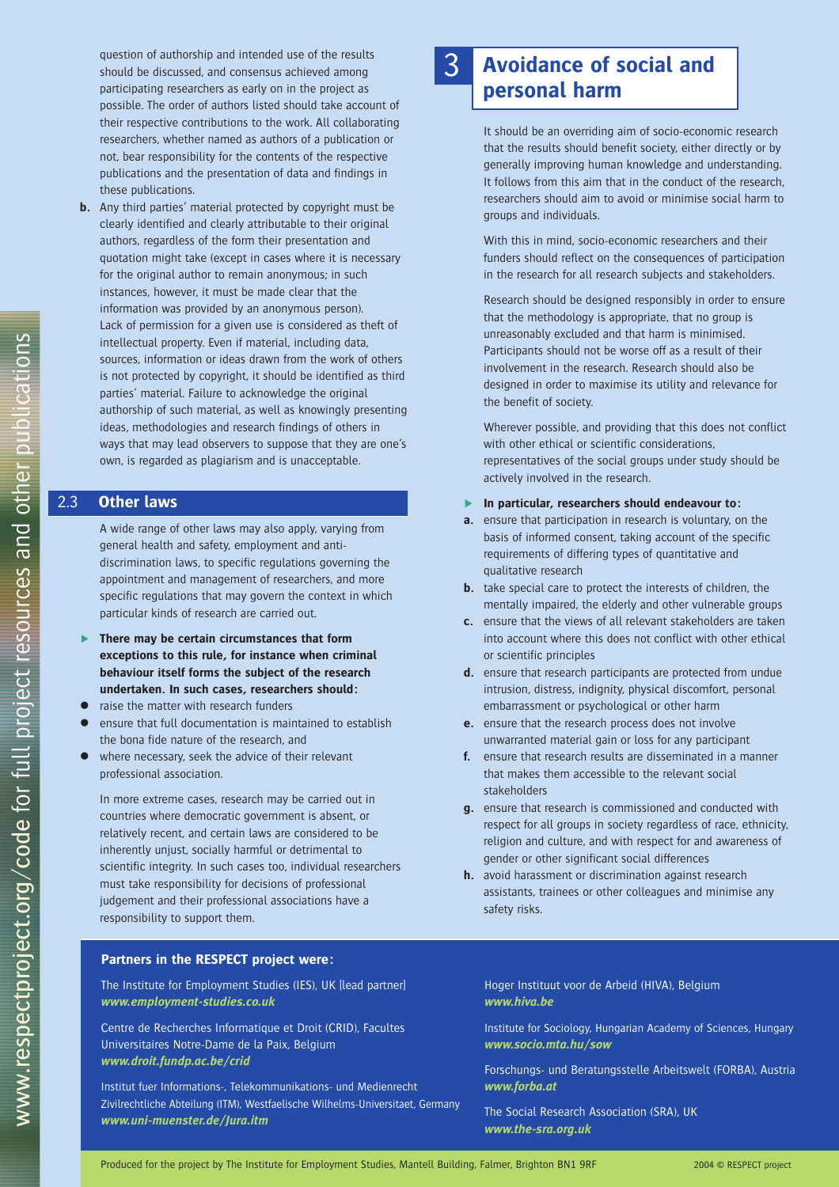question of authorship and intended use of the results should be discussed, and consensus achieved among participating researchers as early on in the project as possible. The order of authors listed should take account of their respective contributions to the work. All collaborating researchers, whether named as authors of a publication or not, bear responsibility for the contents of the respective publications and the presentation of data and findings in these publications.

**b.** Any third parties' material protected by copyright must be clearly identified and clearly attributable to their original authors, regardless of the form their presentation and quotation might take (except in cases where it is necessary for the original author to remain anonymous; in such instances, however, it must be made clear that the information was provided by an anonymous person). Lack of permission for a given use is considered as theft of intellectual property. Even if material, including data, sources, information or ideas drawn from the work of others is not protected by copyright, it should be identified as third parties' material. Failure to acknowledge the original authorship of such material, as well as knowingly presenting ideas, methodologies and research findings of others in ways that may lead observers to suppose that they are one's own, is regarded as plagiarism and is unacceptable.

## 2.3 Other laws

A wide range of other laws may also apply, varying from general health and safety, employment and anti-discrimination laws, to specific regulations governing the appointment and management of researchers, and more specific regulations that may govern the context in which particular kinds of research are carried out.

**There may be certain circumstances that form exceptions to this rule, for instance when criminal behaviour itself forms the subject of the research undertaken. In such cases, researchers should:**

- raise the matter with research funders
- ensure that full documentation is maintained to establish the bona fide nature of the research, and
- where necessary, seek the advice of their relevant professional association.

In more extreme cases, research may be carried out in countries where democratic government is absent, or relatively recent, and certain laws are considered to be inherently unjust, socially harmful or detrimental to scientific integrity. In such cases too, individual researchers must take responsibility for decisions of professional judgement and their professional associations have a responsibility to support them.

# 3 Avoidance of social and personal harm

It should be an overriding aim of socio-economic research that the results should benefit society, either directly or by generally improving human knowledge and understanding. It follows from this aim that in the conduct of the research, researchers should aim to avoid or minimise social harm to groups and individuals.

With this in mind, socio-economic researchers and their funders should reflect on the consequences of participation in the research for all research subjects and stakeholders.

Research should be designed responsibly in order to ensure that the methodology is appropriate, that no group is unreasonably excluded and that harm is minimised. Participants should not be worse off as a result of their involvement in the research. Research should also be designed in order to maximise its utility and relevance for the benefit of society.

Wherever possible, and providing that this does not conflict with other ethical or scientific considerations, representatives of the social groups under study should be actively involved in the research.

**In particular, researchers should endeavour to:**

**a.** ensure that participation in research is voluntary, on the basis of informed consent, taking account of the specific requirements of differing types of quantitative and qualitative research

**b.** take special care to protect the interests of children, the mentally impaired, the elderly and other vulnerable groups

**c.** ensure that the views of all relevant stakeholders are taken into account where this does not conflict with other ethical or scientific principles

**d.** ensure that research participants are protected from undue intrusion, distress, indignity, physical discomfort, personal embarrassment or psychological or other harm

**e.** ensure that the research process does not involve unwarranted material gain or loss for any participant

**f.** ensure that research results are disseminated in a manner that makes them accessible to the relevant social stakeholders

**g.** ensure that research is commissioned and conducted with respect for all groups in society regardless of race, ethnicity, religion and culture, and with respect for and awareness of gender or other significant social differences

**h.** avoid harassment or discrimination against research assistants, trainees or other colleagues and minimise any safety risks.

**Partners in the RESPECT project were:**

The Institute for Employment Studies (IES), UK [lead partner]
***www.employment-studies.co.uk***

Centre de Recherches Informatique et Droit (CRID), Facultes Universitaires Notre-Dame de la Paix, Belgium
***www.droit.fundp.ac.be/crid***

Institut fuer Informations-, Telekommunikations- und Medienrecht Zivilrechtliche Abteilung (ITM), Westfaelische Wilhelms-Universitaet, Germany
***www.uni-muenster.de/Jura.itm***

Hoger Instituut voor de Arbeid (HIVA), Belgium
***www.hiva.be***

Institute for Sociology, Hungarian Academy of Sciences, Hungary
***www.socio.mta.hu/sow***

Forschungs- und Beratungsstelle Arbeitswelt (FORBA), Austria
***www.forba.at***

The Social Research Association (SRA), UK
***www.the-sra.org.uk***

Produced for the project by The Institute for Employment Studies, Mantell Building, Falmer, Brighton BN1 9RF

2004 © RESPECT project

www.respectproject.org/code for full project resources and other publications